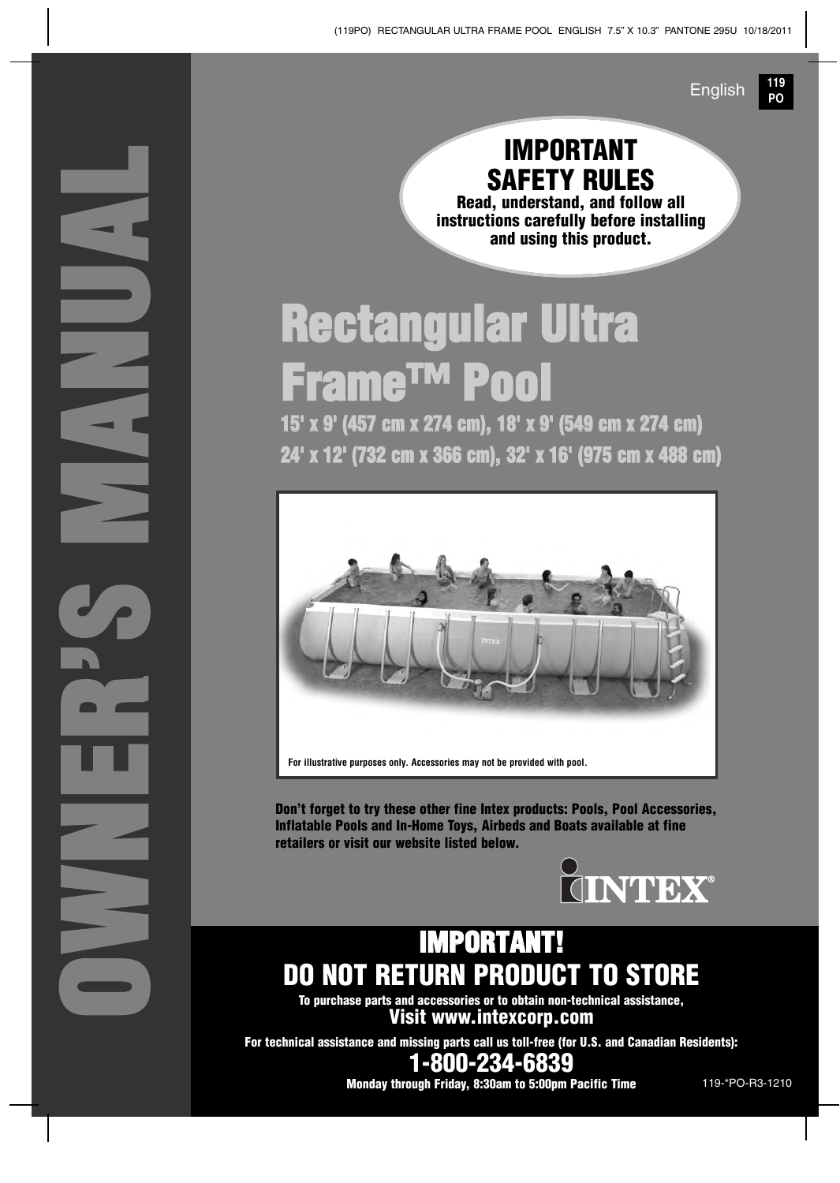English 119 PO

OWNER'S MANUAL

## IMPORTANT SAFETY RULES

**Read, understand, and follow all instructions carefully before installing and using this product.**

# Rectangular Ultra Frame™ Pool

**15' x 9' (457 cm x 274 cm), 18' x 9' (549 cm x 274 cm)**
**24' x 12' (732 cm x 366 cm), 32' x 16' (975 cm x 488 cm)**

For illustrative purposes only. Accessories may not be provided with pool.

**Don't forget to try these other fine Intex products: Pools, Pool Accessories, Inflatable Pools and In-Home Toys, Airbeds and Boats available at fine retailers or visit our website listed below.**

INTEX®

## IMPORTANT!
## DO NOT RETURN PRODUCT TO STORE

**To purchase parts and accessories or to obtain non-technical assistance,**
**Visit www.intexcorp.com**

**For technical assistance and missing parts call us toll-free (for U.S. and Canadian Residents):**

## 1-800-234-6839

**Monday through Friday, 8:30am to 5:00pm Pacific Time**

119-*PO-R3-1210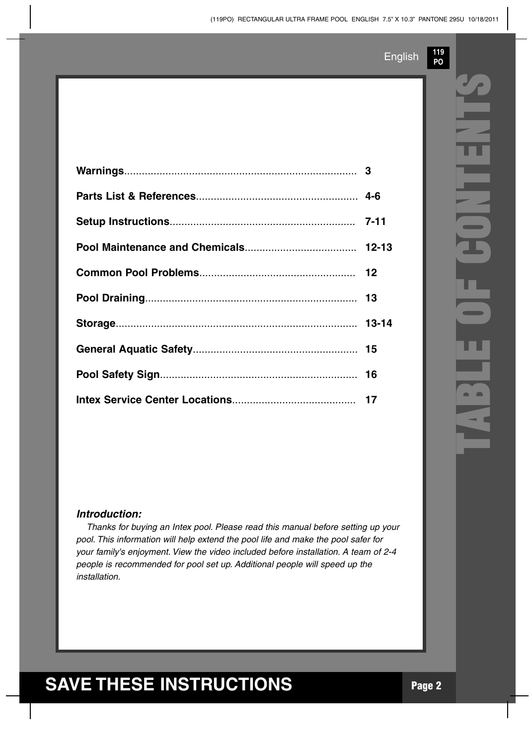# TABLE OF CONTENTS

| | |
|---|---|
| **Warnings** | 3 |
| **Parts List & References** | 4-6 |
| **Setup Instructions** | 7-11 |
| **Pool Maintenance and Chemicals** | 12-13 |
| **Common Pool Problems** | 12 |
| **Pool Draining** | 13 |
| **Storage** | 13-14 |
| **General Aquatic Safety** | 15 |
| **Pool Safety Sign** | 16 |
| **Intex Service Center Locations** | 17 |

***Introduction:***

*Thanks for buying an Intex pool. Please read this manual before setting up your pool. This information will help extend the pool life and make the pool safer for your family's enjoyment. View the video included before installation. A team of 2-4 people is recommended for pool set up. Additional people will speed up the installation.*

## SAVE THESE INSTRUCTIONS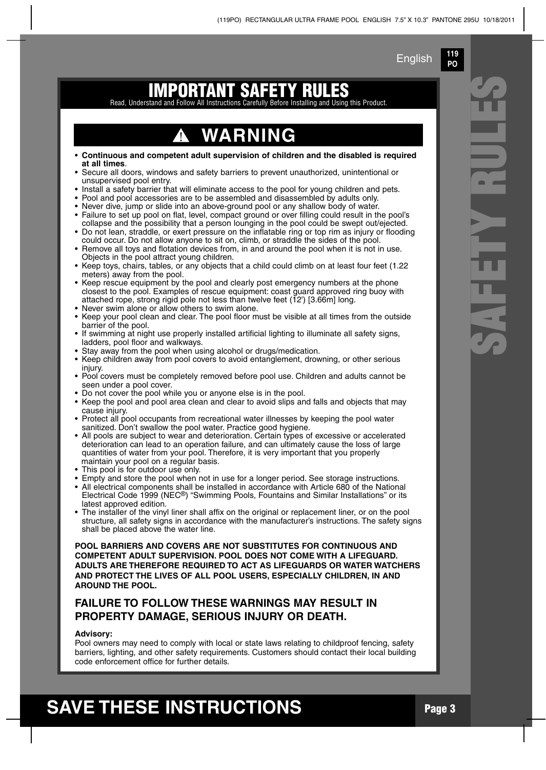# IMPORTANT SAFETY RULES

Read, Understand and Follow All Instructions Carefully Before Installing and Using this Product.

## ⚠ WARNING

- **Continuous and competent adult supervision of children and the disabled is required at all times**.
- Secure all doors, windows and safety barriers to prevent unauthorized, unintentional or unsupervised pool entry.
- Install a safety barrier that will eliminate access to the pool for young children and pets.
- Pool and pool accessories are to be assembled and disassembled by adults only.
- Never dive, jump or slide into an above-ground pool or any shallow body of water.
- Failure to set up pool on flat, level, compact ground or over filling could result in the pool's collapse and the possibility that a person lounging in the pool could be swept out/ejected.
- Do not lean, straddle, or exert pressure on the inflatable ring or top rim as injury or flooding could occur. Do not allow anyone to sit on, climb, or straddle the sides of the pool.
- Remove all toys and flotation devices from, in and around the pool when it is not in use. Objects in the pool attract young children.
- Keep toys, chairs, tables, or any objects that a child could climb on at least four feet (1.22 meters) away from the pool.
- Keep rescue equipment by the pool and clearly post emergency numbers at the phone closest to the pool. Examples of rescue equipment: coast guard approved ring buoy with attached rope, strong rigid pole not less than twelve feet (12') [3.66m] long.
- Never swim alone or allow others to swim alone.
- Keep your pool clean and clear. The pool floor must be visible at all times from the outside barrier of the pool.
- If swimming at night use properly installed artificial lighting to illuminate all safety signs, ladders, pool floor and walkways.
- Stay away from the pool when using alcohol or drugs/medication.
- Keep children away from pool covers to avoid entanglement, drowning, or other serious injury.
- Pool covers must be completely removed before pool use. Children and adults cannot be seen under a pool cover.
- Do not cover the pool while you or anyone else is in the pool.
- Keep the pool and pool area clean and clear to avoid slips and falls and objects that may cause injury.
- Protect all pool occupants from recreational water illnesses by keeping the pool water sanitized. Don't swallow the pool water. Practice good hygiene.
- All pools are subject to wear and deterioration. Certain types of excessive or accelerated deterioration can lead to an operation failure, and can ultimately cause the loss of large quantities of water from your pool. Therefore, it is very important that you properly maintain your pool on a regular basis.
- This pool is for outdoor use only.
- Empty and store the pool when not in use for a longer period. See storage instructions.
- All electrical components shall be installed in accordance with Article 680 of the National Electrical Code 1999 (NEC®) "Swimming Pools, Fountains and Similar Installations" or its latest approved edition.
- The installer of the vinyl liner shall affix on the original or replacement liner, or on the pool structure, all safety signs in accordance with the manufacturer's instructions. The safety signs shall be placed above the water line.

**POOL BARRIERS AND COVERS ARE NOT SUBSTITUTES FOR CONTINUOUS AND COMPETENT ADULT SUPERVISION. POOL DOES NOT COME WITH A LIFEGUARD. ADULTS ARE THEREFORE REQUIRED TO ACT AS LIFEGUARDS OR WATER WATCHERS AND PROTECT THE LIVES OF ALL POOL USERS, ESPECIALLY CHILDREN, IN AND AROUND THE POOL.**

### FAILURE TO FOLLOW THESE WARNINGS MAY RESULT IN PROPERTY DAMAGE, SERIOUS INJURY OR DEATH.

**Advisory:**

Pool owners may need to comply with local or state laws relating to childproof fencing, safety barriers, lighting, and other safety requirements. Customers should contact their local building code enforcement office for further details.

# SAVE THESE INSTRUCTIONS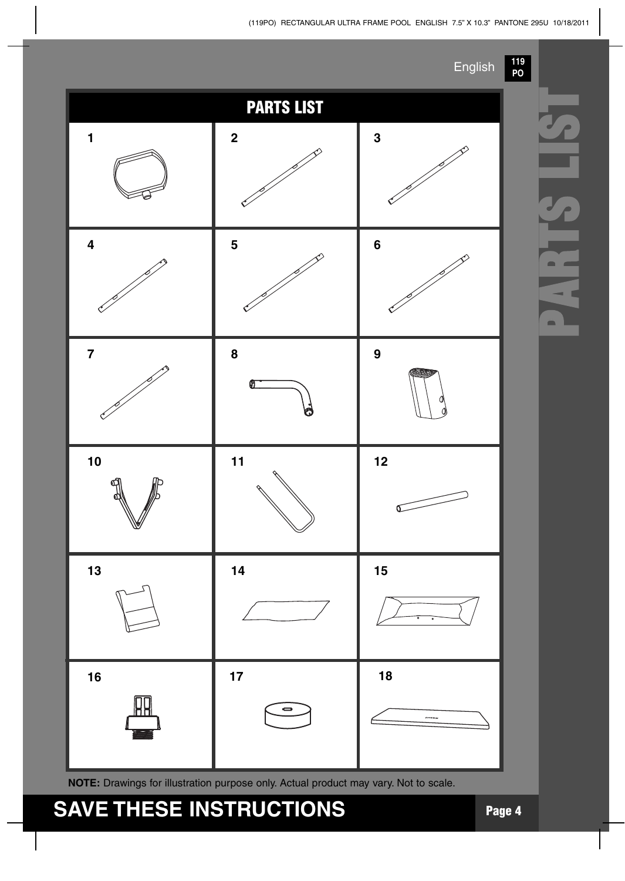# PARTS LIST

| | | |
|---|---|---|
| 1 | 2 | 3 |
| 4 | 5 | 6 |
| 7 | 8 | 9 |
| 10 | 11 | 12 |
| 13 | 14 | 15 |
| 16 | 17 | 18 |

**NOTE:** Drawings for illustration purpose only. Actual product may vary. Not to scale.

**SAVE THESE INSTRUCTIONS**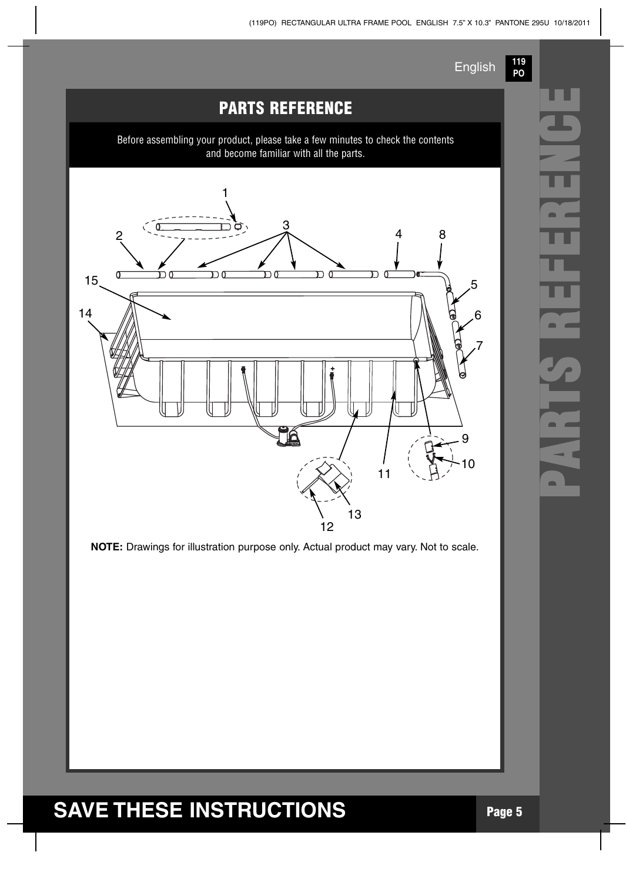## PARTS REFERENCE

Before assembling your product, please take a few minutes to check the contents and become familiar with all the parts.

**NOTE:** Drawings for illustration purpose only. Actual product may vary. Not to scale.

# SAVE THESE INSTRUCTIONS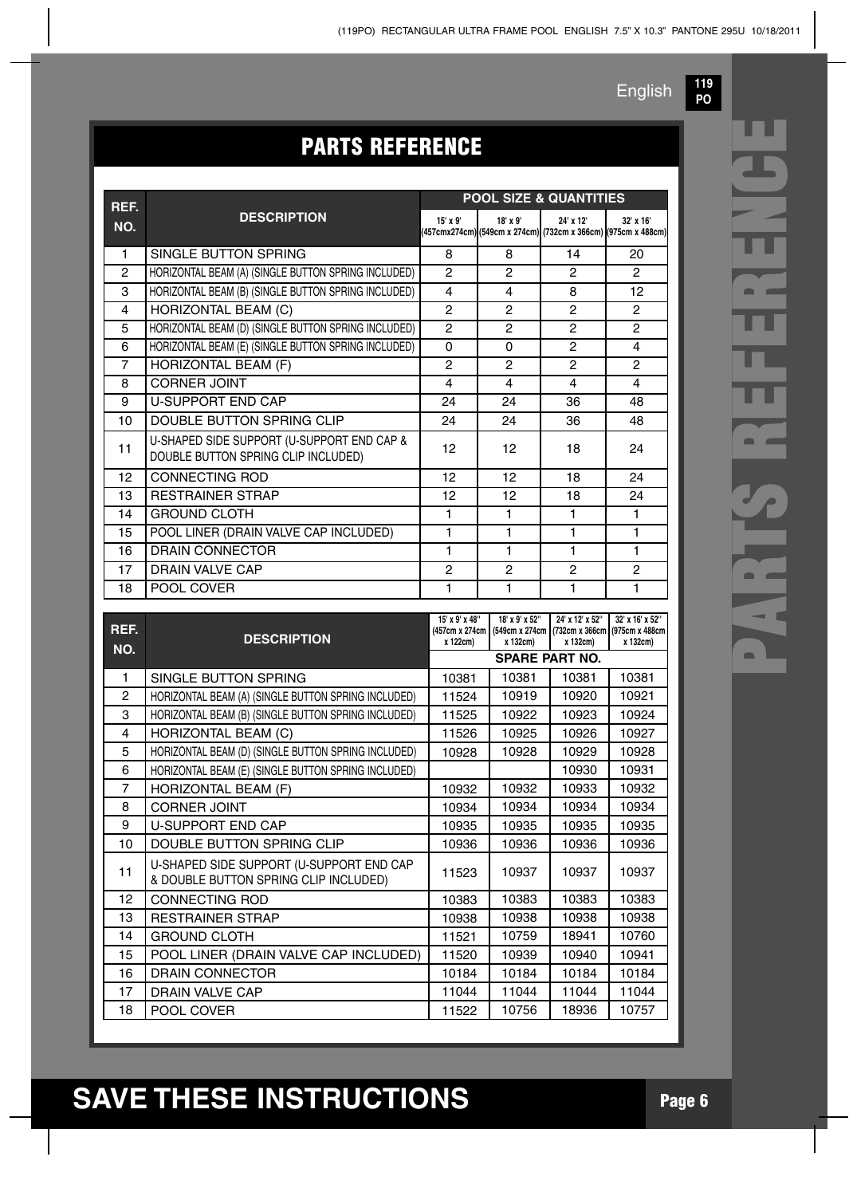# PARTS REFERENCE

| REF. NO. | DESCRIPTION | POOL SIZE & QUANTITIES | | | |
|---|---|---|---|---|---|
| | | 15' x 9' (457cmx274cm) | 18' x 9' (549cm x 274cm) | 24' x 12' (732cm x 366cm) | 32' x 16' (975cm x 488cm) |
| 1 | SINGLE BUTTON SPRING | 8 | 8 | 14 | 20 |
| 2 | HORIZONTAL BEAM (A) (SINGLE BUTTON SPRING INCLUDED) | 2 | 2 | 2 | 2 |
| 3 | HORIZONTAL BEAM (B) (SINGLE BUTTON SPRING INCLUDED) | 4 | 4 | 8 | 12 |
| 4 | HORIZONTAL BEAM (C) | 2 | 2 | 2 | 2 |
| 5 | HORIZONTAL BEAM (D) (SINGLE BUTTON SPRING INCLUDED) | 2 | 2 | 2 | 2 |
| 6 | HORIZONTAL BEAM (E) (SINGLE BUTTON SPRING INCLUDED) | 0 | 0 | 2 | 4 |
| 7 | HORIZONTAL BEAM (F) | 2 | 2 | 2 | 2 |
| 8 | CORNER JOINT | 4 | 4 | 4 | 4 |
| 9 | U-SUPPORT END CAP | 24 | 24 | 36 | 48 |
| 10 | DOUBLE BUTTON SPRING CLIP | 24 | 24 | 36 | 48 |
| 11 | U-SHAPED SIDE SUPPORT (U-SUPPORT END CAP & DOUBLE BUTTON SPRING CLIP INCLUDED) | 12 | 12 | 18 | 24 |
| 12 | CONNECTING ROD | 12 | 12 | 18 | 24 |
| 13 | RESTRAINER STRAP | 12 | 12 | 18 | 24 |
| 14 | GROUND CLOTH | 1 | 1 | 1 | 1 |
| 15 | POOL LINER (DRAIN VALVE CAP INCLUDED) | 1 | 1 | 1 | 1 |
| 16 | DRAIN CONNECTOR | 1 | 1 | 1 | 1 |
| 17 | DRAIN VALVE CAP | 2 | 2 | 2 | 2 |
| 18 | POOL COVER | 1 | 1 | 1 | 1 |

| REF. NO. | DESCRIPTION | 15' x 9' x 48" (457cm x 274cm x 122cm) | 18' x 9' x 52" (549cm x 274cm x 132cm) | 24' x 12' x 52" (732cm x 366cm x 132cm) | 32' x 16' x 52" (975cm x 488cm x 132cm) |
|---|---|---|---|---|---|
| | | SPARE PART NO. | | | |
| 1 | SINGLE BUTTON SPRING | 10381 | 10381 | 10381 | 10381 |
| 2 | HORIZONTAL BEAM (A) (SINGLE BUTTON SPRING INCLUDED) | 11524 | 10919 | 10920 | 10921 |
| 3 | HORIZONTAL BEAM (B) (SINGLE BUTTON SPRING INCLUDED) | 11525 | 10922 | 10923 | 10924 |
| 4 | HORIZONTAL BEAM (C) | 11526 | 10925 | 10926 | 10927 |
| 5 | HORIZONTAL BEAM (D) (SINGLE BUTTON SPRING INCLUDED) | 10928 | 10928 | 10929 | 10928 |
| 6 | HORIZONTAL BEAM (E) (SINGLE BUTTON SPRING INCLUDED) | | | 10930 | 10931 |
| 7 | HORIZONTAL BEAM (F) | 10932 | 10932 | 10933 | 10932 |
| 8 | CORNER JOINT | 10934 | 10934 | 10934 | 10934 |
| 9 | U-SUPPORT END CAP | 10935 | 10935 | 10935 | 10935 |
| 10 | DOUBLE BUTTON SPRING CLIP | 10936 | 10936 | 10936 | 10936 |
| 11 | U-SHAPED SIDE SUPPORT (U-SUPPORT END CAP & DOUBLE BUTTON SPRING CLIP INCLUDED) | 11523 | 10937 | 10937 | 10937 |
| 12 | CONNECTING ROD | 10383 | 10383 | 10383 | 10383 |
| 13 | RESTRAINER STRAP | 10938 | 10938 | 10938 | 10938 |
| 14 | GROUND CLOTH | 11521 | 10759 | 18941 | 10760 |
| 15 | POOL LINER (DRAIN VALVE CAP INCLUDED) | 11520 | 10939 | 10940 | 10941 |
| 16 | DRAIN CONNECTOR | 10184 | 10184 | 10184 | 10184 |
| 17 | DRAIN VALVE CAP | 11044 | 11044 | 11044 | 11044 |
| 18 | POOL COVER | 11522 | 10756 | 18936 | 10757 |

**SAVE THESE INSTRUCTIONS**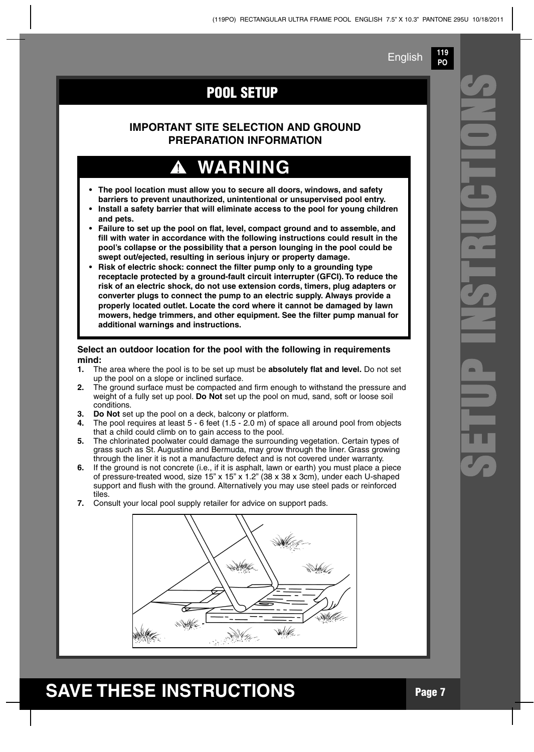# POOL SETUP

## IMPORTANT SITE SELECTION AND GROUND PREPARATION INFORMATION

### ⚠ WARNING

- **The pool location must allow you to secure all doors, windows, and safety barriers to prevent unauthorized, unintentional or unsupervised pool entry.**
- **Install a safety barrier that will eliminate access to the pool for young children and pets.**
- **Failure to set up the pool on flat, level, compact ground and to assemble, and fill with water in accordance with the following instructions could result in the pool's collapse or the possibility that a person lounging in the pool could be swept out/ejected, resulting in serious injury or property damage.**
- **Risk of electric shock: connect the filter pump only to a grounding type receptacle protected by a ground-fault circuit interrupter (GFCI). To reduce the risk of an electric shock, do not use extension cords, timers, plug adapters or converter plugs to connect the pump to an electric supply. Always provide a properly located outlet. Locate the cord where it cannot be damaged by lawn mowers, hedge trimmers, and other equipment. See the filter pump manual for additional warnings and instructions.**

**Select an outdoor location for the pool with the following in requirements mind:**

1. The area where the pool is to be set up must be **absolutely flat and level.** Do not set up the pool on a slope or inclined surface.
2. The ground surface must be compacted and firm enough to withstand the pressure and weight of a fully set up pool. **Do Not** set up the pool on mud, sand, soft or loose soil conditions.
3. **Do Not** set up the pool on a deck, balcony or platform.
4. The pool requires at least 5 - 6 feet (1.5 - 2.0 m) of space all around pool from objects that a child could climb on to gain access to the pool.
5. The chlorinated poolwater could damage the surrounding vegetation. Certain types of grass such as St. Augustine and Bermuda, may grow through the liner. Grass growing through the liner it is not a manufacture defect and is not covered under warranty.
6. If the ground is not concrete (i.e., if it is asphalt, lawn or earth) you must place a piece of pressure-treated wood, size 15" x 15" x 1.2" (38 x 38 x 3cm), under each U-shaped support and flush with the ground. Alternatively you may use steel pads or reinforced tiles.
7. Consult your local pool supply retailer for advice on support pads.

SETUP INSTRUCTIONS

SAVE THESE INSTRUCTIONS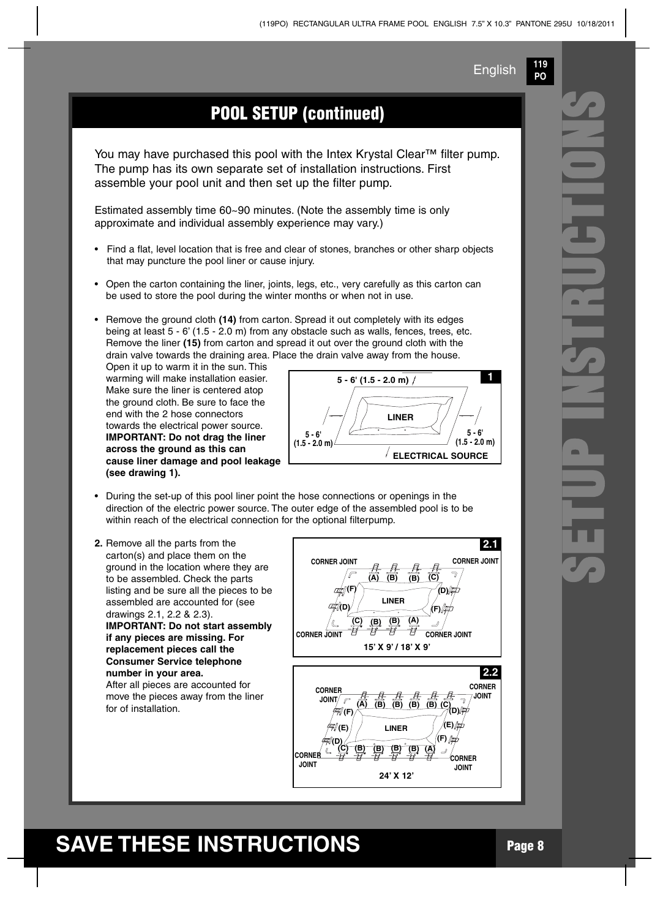## POOL SETUP (continued)

You may have purchased this pool with the Intex Krystal Clear™ filter pump. The pump has its own separate set of installation instructions. First assemble your pool unit and then set up the filter pump.

Estimated assembly time 60~90 minutes. (Note the assembly time is only approximate and individual assembly experience may vary.)

- Find a flat, level location that is free and clear of stones, branches or other sharp objects that may puncture the pool liner or cause injury.
- Open the carton containing the liner, joints, legs, etc., very carefully as this carton can be used to store the pool during the winter months or when not in use.
- Remove the ground cloth **(14)** from carton. Spread it out completely with its edges being at least 5 - 6' (1.5 - 2.0 m) from any obstacle such as walls, fences, trees, etc. Remove the liner **(15)** from carton and spread it out over the ground cloth with the drain valve towards the draining area. Place the drain valve away from the house. Open it up to warm it in the sun. This warming will make installation easier. Make sure the liner is centered atop the ground cloth. Be sure to face the end with the 2 hose connectors towards the electrical power source. **IMPORTANT: Do not drag the liner across the ground as this can cause liner damage and pool leakage (see drawing 1).**

1
5 - 6' (1.5 - 2.0 m)
LINER
5 - 6' (1.5 - 2.0 m)
5 - 6' (1.5 - 2.0 m)
ELECTRICAL SOURCE

- During the set-up of this pool liner point the hose connections or openings in the direction of the electric power source. The outer edge of the assembled pool is to be within reach of the electrical connection for the optional filterpump.

**2.** Remove all the parts from the carton(s) and place them on the ground in the location where they are to be assembled. Check the parts listing and be sure all the pieces to be assembled are accounted for (see drawings 2.1, 2.2 & 2.3).
**IMPORTANT: Do not start assembly if any pieces are missing. For replacement pieces call the Consumer Service telephone number in your area.**
After all pieces are accounted for move the pieces away from the liner for of installation.

2.1
CORNER JOINT (A) (B) (B) (C) CORNER JOINT
(F) (D)
LINER
(D) (F)
CORNER JOINT (C) (B) (B) (A) CORNER JOINT
15' X 9' / 18' X 9'

2.2
CORNER JOINT (A) (B) (B) (B) (B) (C) CORNER JOINT
(F) (D)
(E) LINER (E)
(D) (F)
CORNER JOINT (C) (B) (B) (B) (B) (A) CORNER JOINT
24' X 12'

# SETUP INSTRUCTIONS

## SAVE THESE INSTRUCTIONS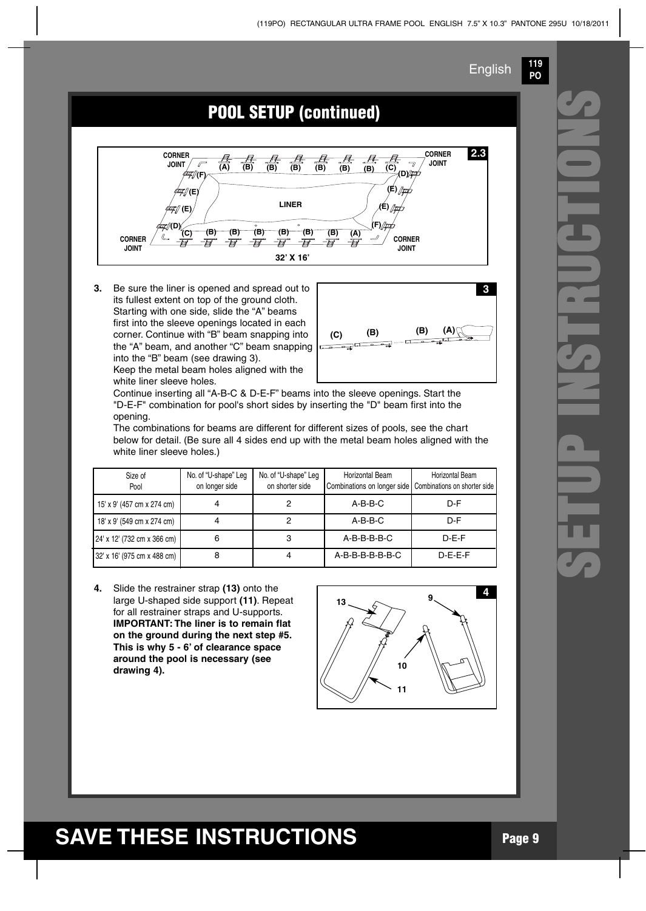## POOL SETUP (continued)

3. Be sure the liner is opened and spread out to its fullest extent on top of the ground cloth. Starting with one side, slide the "A" beams first into the sleeve openings located in each corner. Continue with "B" beam snapping into the "A" beam, and another "C" beam snapping into the "B" beam (see drawing 3).
   Keep the metal beam holes aligned with the white liner sleeve holes.
   Continue inserting all "A-B-C & D-E-F" beams into the sleeve openings. Start the "D-E-F" combination for pool's short sides by inserting the "D" beam first into the opening.
   The combinations for beams are different for different sizes of pools, see the chart below for detail. (Be sure all 4 sides end up with the metal beam holes aligned with the white liner sleeve holes.)

| Size of Pool | No. of "U-shape" Leg on longer side | No. of "U-shape" Leg on shorter side | Horizontal Beam Combinations on longer side | Horizontal Beam Combinations on shorter side |
|---|---|---|---|---|
| 15' x 9' (457 cm x 274 cm) | 4 | 2 | A-B-B-C | D-F |
| 18' x 9' (549 cm x 274 cm) | 4 | 2 | A-B-B-C | D-F |
| 24' x 12' (732 cm x 366 cm) | 6 | 3 | A-B-B-B-B-C | D-E-F |
| 32' x 16' (975 cm x 488 cm) | 8 | 4 | A-B-B-B-B-B-B-C | D-E-E-F |

4. Slide the restrainer strap **(13)** onto the large U-shaped side support **(11)**. Repeat for all restrainer straps and U-supports.
   **IMPORTANT: The liner is to remain flat on the ground during the next step #5. This is why 5 - 6' of clearance space around the pool is necessary (see drawing 4).**

# SAVE THESE INSTRUCTIONS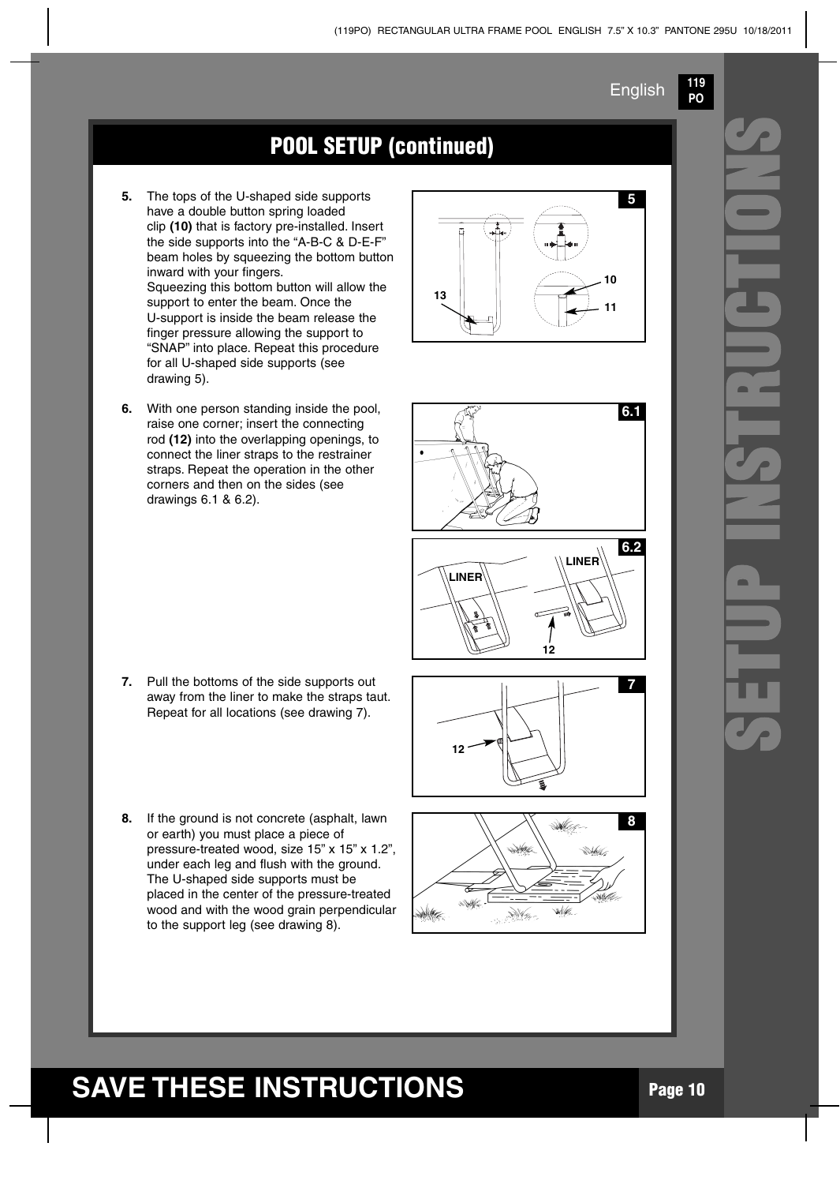## POOL SETUP (continued)

5. The tops of the U-shaped side supports have a double button spring loaded clip **(10)** that is factory pre-installed. Insert the side supports into the “A-B-C & D-E-F” beam holes by squeezing the bottom button inward with your fingers.
   Squeezing this bottom button will allow the support to enter the beam. Once the U-support is inside the beam release the finger pressure allowing the support to “SNAP” into place. Repeat this procedure for all U-shaped side supports (see drawing 5).

6. With one person standing inside the pool, raise one corner; insert the connecting rod **(12)** into the overlapping openings, to connect the liner straps to the restrainer straps. Repeat the operation in the other corners and then on the sides (see drawings 6.1 & 6.2).

7. Pull the bottoms of the side supports out away from the liner to make the straps taut. Repeat for all locations (see drawing 7).

8. If the ground is not concrete (asphalt, lawn or earth) you must place a piece of pressure-treated wood, size 15” x 15” x 1.2”, under each leg and flush with the ground. The U-shaped side supports must be placed in the center of the pressure-treated wood and with the wood grain perpendicular to the support leg (see drawing 8).

# SAVE THESE INSTRUCTIONS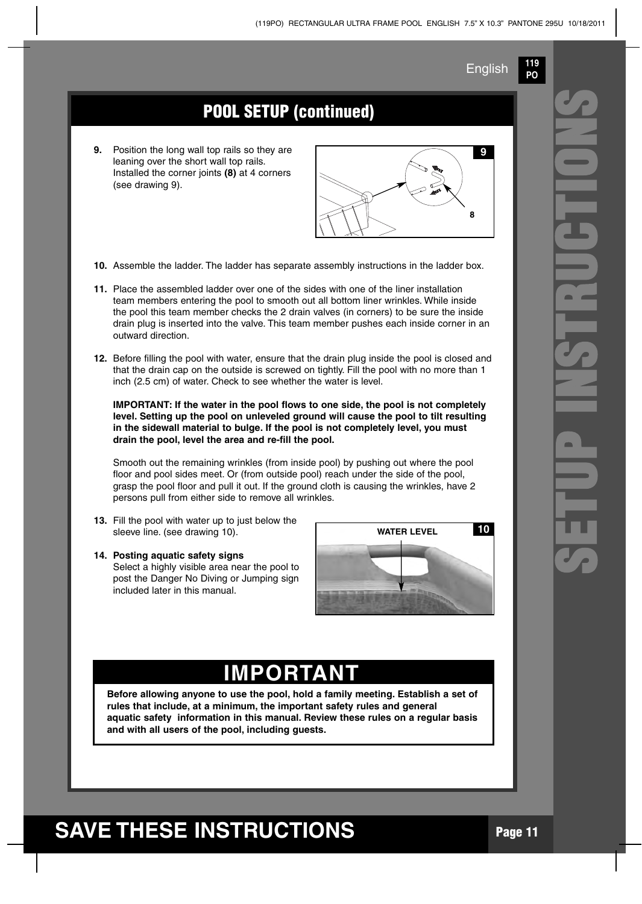## POOL SETUP (continued)

**9.** Position the long wall top rails so they are leaning over the short wall top rails. Installed the corner joints **(8)** at 4 corners (see drawing 9).

**10.** Assemble the ladder. The ladder has separate assembly instructions in the ladder box.

**11.** Place the assembled ladder over one of the sides with one of the liner installation team members entering the pool to smooth out all bottom liner wrinkles. While inside the pool this team member checks the 2 drain valves (in corners) to be sure the inside drain plug is inserted into the valve. This team member pushes each inside corner in an outward direction.

**12.** Before filling the pool with water, ensure that the drain plug inside the pool is closed and that the drain cap on the outside is screwed on tightly. Fill the pool with no more than 1 inch (2.5 cm) of water. Check to see whether the water is level.

**IMPORTANT: If the water in the pool flows to one side, the pool is not completely level. Setting up the pool on unleveled ground will cause the pool to tilt resulting in the sidewall material to bulge. If the pool is not completely level, you must drain the pool, level the area and re-fill the pool.**

Smooth out the remaining wrinkles (from inside pool) by pushing out where the pool floor and pool sides meet. Or (from outside pool) reach under the side of the pool, grasp the pool floor and pull it out. If the ground cloth is causing the wrinkles, have 2 persons pull from either side to remove all wrinkles.

**13.** Fill the pool with water up to just below the sleeve line. (see drawing 10).

**14. Posting aquatic safety signs**
Select a highly visible area near the pool to post the Danger No Diving or Jumping sign included later in this manual.

## IMPORTANT

**Before allowing anyone to use the pool, hold a family meeting. Establish a set of rules that include, at a minimum, the important safety rules and general aquatic safety information in this manual. Review these rules on a regular basis and with all users of the pool, including guests.**

## SAVE THESE INSTRUCTIONS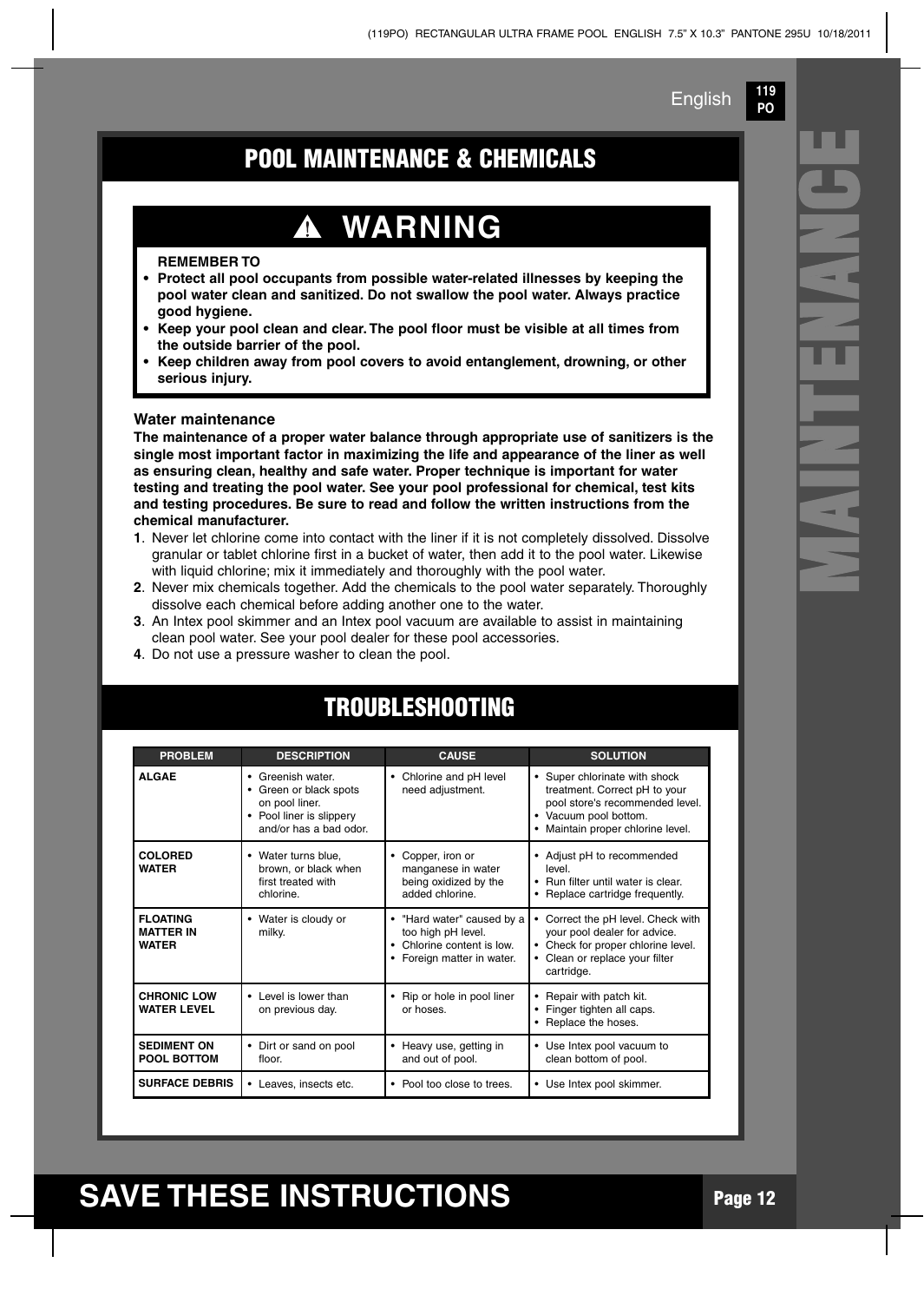## POOL MAINTENANCE & CHEMICALS

### ⚠ WARNING

**REMEMBER TO**

- **Protect all pool occupants from possible water-related illnesses by keeping the pool water clean and sanitized. Do not swallow the pool water. Always practice good hygiene.**
- **Keep your pool clean and clear. The pool floor must be visible at all times from the outside barrier of the pool.**
- **Keep children away from pool covers to avoid entanglement, drowning, or other serious injury.**

**Water maintenance**

**The maintenance of a proper water balance through appropriate use of sanitizers is the single most important factor in maximizing the life and appearance of the liner as well as ensuring clean, healthy and safe water. Proper technique is important for water testing and treating the pool water. See your pool professional for chemical, test kits and testing procedures. Be sure to read and follow the written instructions from the chemical manufacturer.**

1. Never let chlorine come into contact with the liner if it is not completely dissolved. Dissolve granular or tablet chlorine first in a bucket of water, then add it to the pool water. Likewise with liquid chlorine; mix it immediately and thoroughly with the pool water.
2. Never mix chemicals together. Add the chemicals to the pool water separately. Thoroughly dissolve each chemical before adding another one to the water.
3. An Intex pool skimmer and an Intex pool vacuum are available to assist in maintaining clean pool water. See your pool dealer for these pool accessories.
4. Do not use a pressure washer to clean the pool.

## TROUBLESHOOTING

| PROBLEM | DESCRIPTION | CAUSE | SOLUTION |
|---|---|---|---|
| **ALGAE** | • Greenish water.<br>• Green or black spots on pool liner.<br>• Pool liner is slippery and/or has a bad odor. | • Chlorine and pH level need adjustment. | • Super chlorinate with shock treatment. Correct pH to your pool store's recommended level.<br>• Vacuum pool bottom.<br>• Maintain proper chlorine level. |
| **COLORED WATER** | • Water turns blue, brown, or black when first treated with chlorine. | • Copper, iron or manganese in water being oxidized by the added chlorine. | • Adjust pH to recommended level.<br>• Run filter until water is clear.<br>• Replace cartridge frequently. |
| **FLOATING MATTER IN WATER** | • Water is cloudy or milky. | • "Hard water" caused by a too high pH level.<br>• Chlorine content is low.<br>• Foreign matter in water. | • Correct the pH level. Check with your pool dealer for advice.<br>• Check for proper chlorine level.<br>• Clean or replace your filter cartridge. |
| **CHRONIC LOW WATER LEVEL** | • Level is lower than on previous day. | • Rip or hole in pool liner or hoses. | • Repair with patch kit.<br>• Finger tighten all caps.<br>• Replace the hoses. |
| **SEDIMENT ON POOL BOTTOM** | • Dirt or sand on pool floor. | • Heavy use, getting in and out of pool. | • Use Intex pool vacuum to clean bottom of pool. |
| **SURFACE DEBRIS** | • Leaves, insects etc. | • Pool too close to trees. | • Use Intex pool skimmer. |

**SAVE THESE INSTRUCTIONS**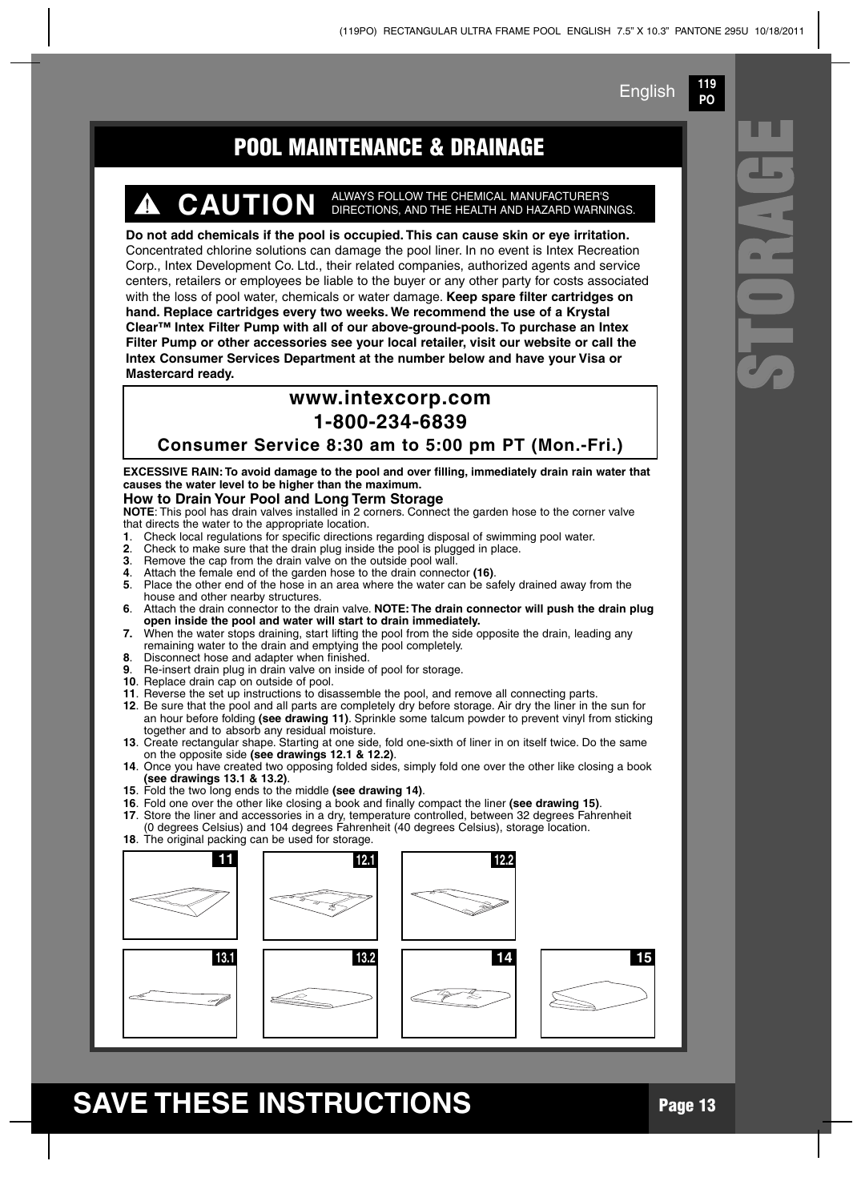# POOL MAINTENANCE & DRAINAGE

**⚠ CAUTION** ALWAYS FOLLOW THE CHEMICAL MANUFACTURER'S DIRECTIONS, AND THE HEALTH AND HAZARD WARNINGS.

**Do not add chemicals if the pool is occupied. This can cause skin or eye irritation.** Concentrated chlorine solutions can damage the pool liner. In no event is Intex Recreation Corp., Intex Development Co. Ltd., their related companies, authorized agents and service centers, retailers or employees be liable to the buyer or any other party for costs associated with the loss of pool water, chemicals or water damage. **Keep spare filter cartridges on hand. Replace cartridges every two weeks. We recommend the use of a Krystal Clear™ Intex Filter Pump with all of our above-ground-pools. To purchase an Intex Filter Pump or other accessories see your local retailer, visit our website or call the Intex Consumer Services Department at the number below and have your Visa or Mastercard ready.**

**www.intexcorp.com**
**1-800-234-6839**
**Consumer Service 8:30 am to 5:00 pm PT (Mon.-Fri.)**

**EXCESSIVE RAIN: To avoid damage to the pool and over filling, immediately drain rain water that causes the water level to be higher than the maximum.**

### How to Drain Your Pool and Long Term Storage

**NOTE**: This pool has drain valves installed in 2 corners. Connect the garden hose to the corner valve that directs the water to the appropriate location.

1. Check local regulations for specific directions regarding disposal of swimming pool water.
2. Check to make sure that the drain plug inside the pool is plugged in place.
3. Remove the cap from the drain valve on the outside pool wall.
4. Attach the female end of the garden hose to the drain connector **(16)**.
5. Place the other end of the hose in an area where the water can be safely drained away from the house and other nearby structures.
6. Attach the drain connector to the drain valve. **NOTE: The drain connector will push the drain plug open inside the pool and water will start to drain immediately.**
7. When the water stops draining, start lifting the pool from the side opposite the drain, leading any remaining water to the drain and emptying the pool completely.
8. Disconnect hose and adapter when finished.
9. Re-insert drain plug in drain valve on inside of pool for storage.
10. Replace drain cap on outside of pool.
11. Reverse the set up instructions to disassemble the pool, and remove all connecting parts.
12. Be sure that the pool and all parts are completely dry before storage. Air dry the liner in the sun for an hour before folding **(see drawing 11)**. Sprinkle some talcum powder to prevent vinyl from sticking together and to absorb any residual moisture.
13. Create rectangular shape. Starting at one side, fold one-sixth of liner in on itself twice. Do the same on the opposite side **(see drawings 12.1 & 12.2)**.
14. Once you have created two opposing folded sides, simply fold one over the other like closing a book **(see drawings 13.1 & 13.2)**.
15. Fold the two long ends to the middle **(see drawing 14)**.
16. Fold one over the other like closing a book and finally compact the liner **(see drawing 15)**.
17. Store the liner and accessories in a dry, temperature controlled, between 32 degrees Fahrenheit (0 degrees Celsius) and 104 degrees Fahrenheit (40 degrees Celsius), storage location.
18. The original packing can be used for storage.

11 12.1 12.2 13.1 13.2 14 15

**SAVE THESE INSTRUCTIONS**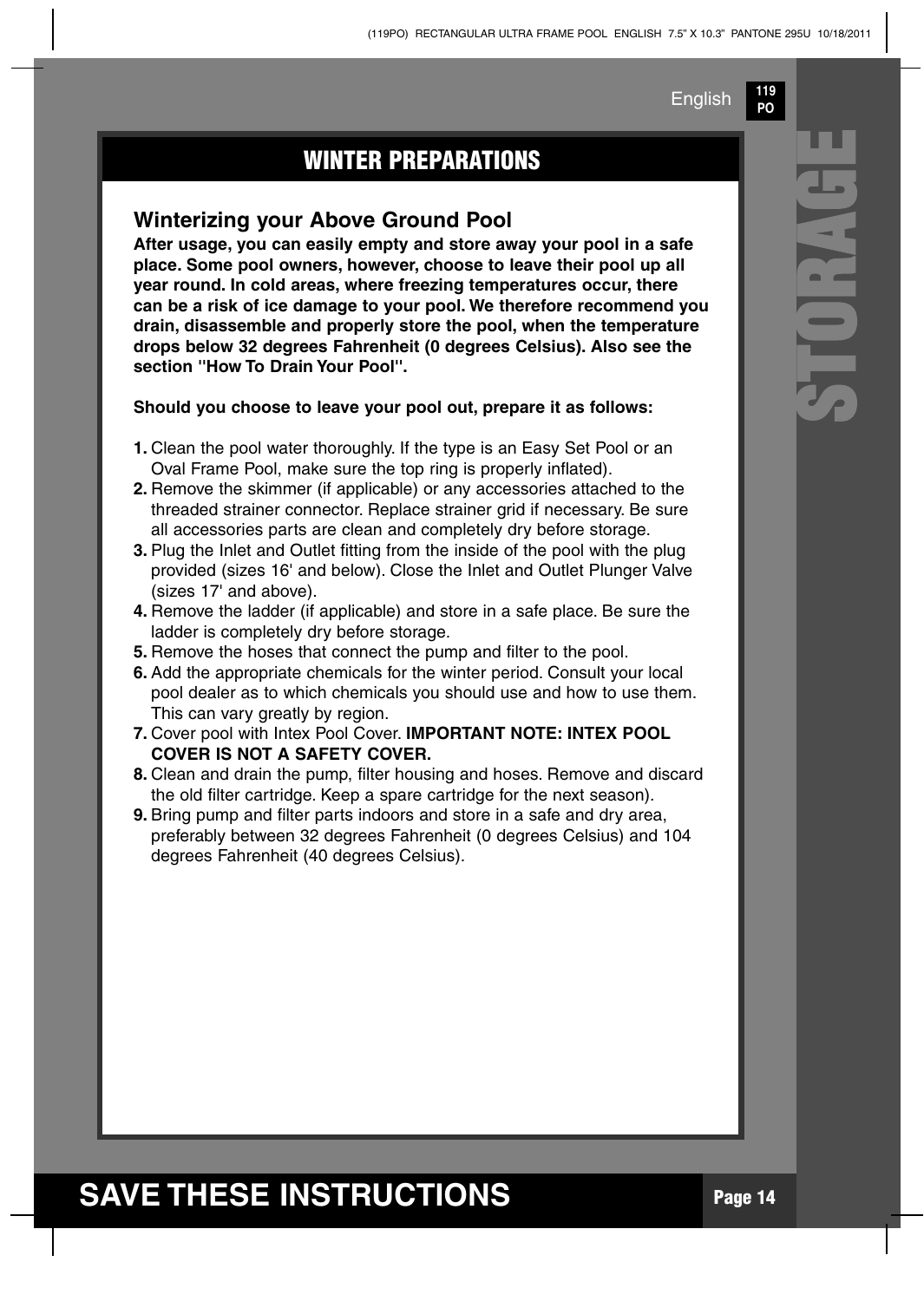## WINTER PREPARATIONS

### Winterizing your Above Ground Pool

**After usage, you can easily empty and store away your pool in a safe place. Some pool owners, however, choose to leave their pool up all year round. In cold areas, where freezing temperatures occur, there can be a risk of ice damage to your pool. We therefore recommend you drain, disassemble and properly store the pool, when the temperature drops below 32 degrees Fahrenheit (0 degrees Celsius). Also see the section "How To Drain Your Pool".**

**Should you choose to leave your pool out, prepare it as follows:**

1. Clean the pool water thoroughly. If the type is an Easy Set Pool or an Oval Frame Pool, make sure the top ring is properly inflated).
2. Remove the skimmer (if applicable) or any accessories attached to the threaded strainer connector. Replace strainer grid if necessary. Be sure all accessories parts are clean and completely dry before storage.
3. Plug the Inlet and Outlet fitting from the inside of the pool with the plug provided (sizes 16' and below). Close the Inlet and Outlet Plunger Valve (sizes 17' and above).
4. Remove the ladder (if applicable) and store in a safe place. Be sure the ladder is completely dry before storage.
5. Remove the hoses that connect the pump and filter to the pool.
6. Add the appropriate chemicals for the winter period. Consult your local pool dealer as to which chemicals you should use and how to use them. This can vary greatly by region.
7. Cover pool with Intex Pool Cover. **IMPORTANT NOTE: INTEX POOL COVER IS NOT A SAFETY COVER.**
8. Clean and drain the pump, filter housing and hoses. Remove and discard the old filter cartridge. Keep a spare cartridge for the next season).
9. Bring pump and filter parts indoors and store in a safe and dry area, preferably between 32 degrees Fahrenheit (0 degrees Celsius) and 104 degrees Fahrenheit (40 degrees Celsius).

**SAVE THESE INSTRUCTIONS**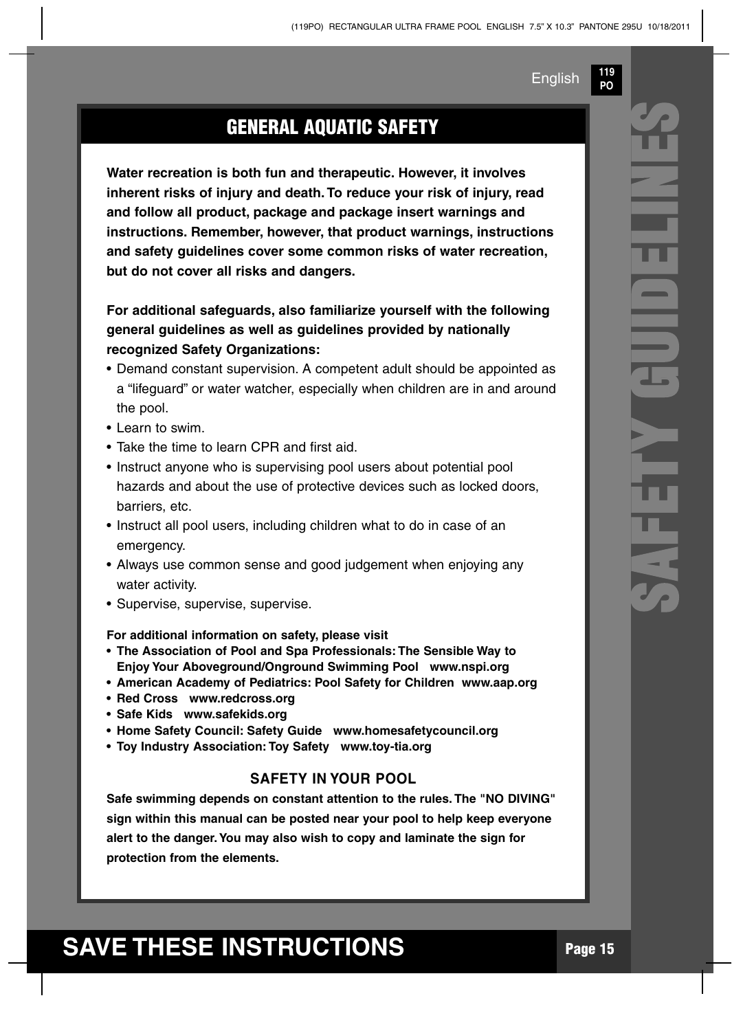# GENERAL AQUATIC SAFETY

**Water recreation is both fun and therapeutic. However, it involves inherent risks of injury and death. To reduce your risk of injury, read and follow all product, package and package insert warnings and instructions. Remember, however, that product warnings, instructions and safety guidelines cover some common risks of water recreation, but do not cover all risks and dangers.**

**For additional safeguards, also familiarize yourself with the following general guidelines as well as guidelines provided by nationally recognized Safety Organizations:**

- Demand constant supervision. A competent adult should be appointed as a "lifeguard" or water watcher, especially when children are in and around the pool.
- Learn to swim.
- Take the time to learn CPR and first aid.
- Instruct anyone who is supervising pool users about potential pool hazards and about the use of protective devices such as locked doors, barriers, etc.
- Instruct all pool users, including children what to do in case of an emergency.
- Always use common sense and good judgement when enjoying any water activity.
- Supervise, supervise, supervise.

**For additional information on safety, please visit**

- **The Association of Pool and Spa Professionals: The Sensible Way to Enjoy Your Aboveground/Onground Swimming Pool www.nspi.org**
- **American Academy of Pediatrics: Pool Safety for Children www.aap.org**
- **Red Cross www.redcross.org**
- **Safe Kids www.safekids.org**
- **Home Safety Council: Safety Guide www.homesafetycouncil.org**
- **Toy Industry Association: Toy Safety www.toy-tia.org**

### SAFETY IN YOUR POOL

**Safe swimming depends on constant attention to the rules. The "NO DIVING" sign within this manual can be posted near your pool to help keep everyone alert to the danger. You may also wish to copy and laminate the sign for protection from the elements.**

# SAFETY GUIDELINES

# SAVE THESE INSTRUCTIONS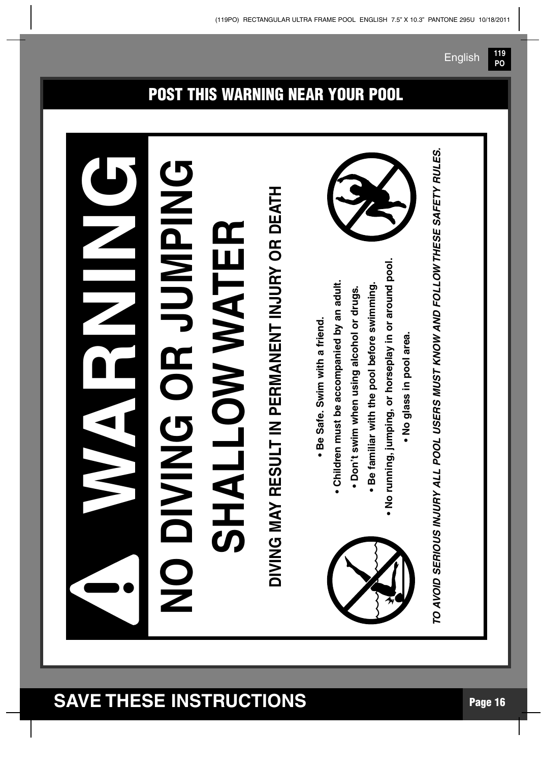## POST THIS WARNING NEAR YOUR POOL

# WARNING

# NO DIVING OR JUMPING SHALLOW WATER

**DIVING MAY RESULT IN PERMANENT INJURY OR DEATH**

- **Be Safe. Swim with a friend.**
- **Children must be accompanied by an adult.**
- **Don't swim when using alcohol or drugs.**
- **Be familiar with the pool before swimming.**
- **No running, jumping, or horseplay in or around pool.**
- **No glass in pool area.**

***TO AVOID SERIOUS INJURY ALL POOL USERS MUST KNOW AND FOLLOW THESE SAFETY RULES.***

## SAVE THESE INSTRUCTIONS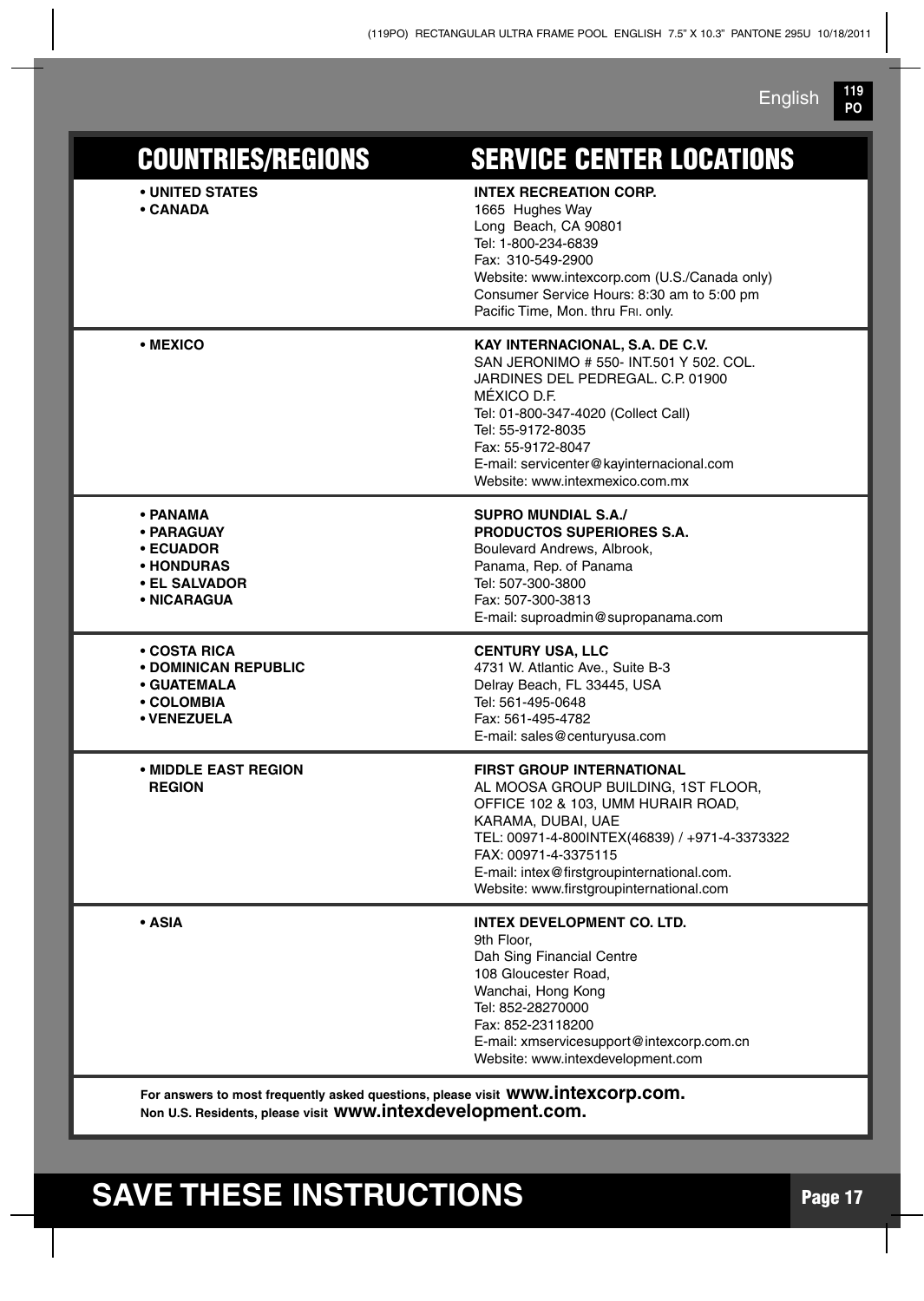| COUNTRIES/REGIONS | SERVICE CENTER LOCATIONS |
| --- | --- |
| • UNITED STATES<br>• CANADA | **INTEX RECREATION CORP.**<br>1665 Hughes Way<br>Long Beach, CA 90801<br>Tel: 1-800-234-6839<br>Fax: 310-549-2900<br>Website: www.intexcorp.com (U.S./Canada only)<br>Consumer Service Hours: 8:30 am to 5:00 pm<br>Pacific Time, Mon. thru Fri. only. |
| • MEXICO | **KAY INTERNACIONAL, S.A. DE C.V.**<br>SAN JERONIMO # 550- INT.501 Y 502. COL.<br>JARDINES DEL PEDREGAL. C.P. 01900<br>MÉXICO D.F.<br>Tel: 01-800-347-4020 (Collect Call)<br>Tel: 55-9172-8035<br>Fax: 55-9172-8047<br>E-mail: servicenter@kayinternacional.com<br>Website: www.intexmexico.com.mx |
| • PANAMA<br>• PARAGUAY<br>• ECUADOR<br>• HONDURAS<br>• EL SALVADOR<br>• NICARAGUA | **SUPRO MUNDIAL S.A./**<br>**PRODUCTOS SUPERIORES S.A.**<br>Boulevard Andrews, Albrook,<br>Panama, Rep. of Panama<br>Tel: 507-300-3800<br>Fax: 507-300-3813<br>E-mail: suproadmin@supropanama.com |
| • COSTA RICA<br>• DOMINICAN REPUBLIC<br>• GUATEMALA<br>• COLOMBIA<br>• VENEZUELA | **CENTURY USA, LLC**<br>4731 W. Atlantic Ave., Suite B-3<br>Delray Beach, FL 33445, USA<br>Tel: 561-495-0648<br>Fax: 561-495-4782<br>E-mail: sales@centuryusa.com |
| • MIDDLE EAST REGION<br>REGION | **FIRST GROUP INTERNATIONAL**<br>AL MOOSA GROUP BUILDING, 1ST FLOOR,<br>OFFICE 102 & 103, UMM HURAIR ROAD,<br>KARAMA, DUBAI, UAE<br>TEL: 00971-4-800INTEX(46839) / +971-4-3373322<br>FAX: 00971-4-3375115<br>E-mail: intex@firstgroupinternational.com.<br>Website: www.firstgroupinternational.com |
| • ASIA | **INTEX DEVELOPMENT CO. LTD.**<br>9th Floor,<br>Dah Sing Financial Centre<br>108 Gloucester Road,<br>Wanchai, Hong Kong<br>Tel: 852-28270000<br>Fax: 852-23118200<br>E-mail: xmservicesupport@intexcorp.com.cn<br>Website: www.intexdevelopment.com |

**For answers to most frequently asked questions, please visit www.intexcorp.com.**
**Non U.S. Residents, please visit www.intexdevelopment.com.**

# SAVE THESE INSTRUCTIONS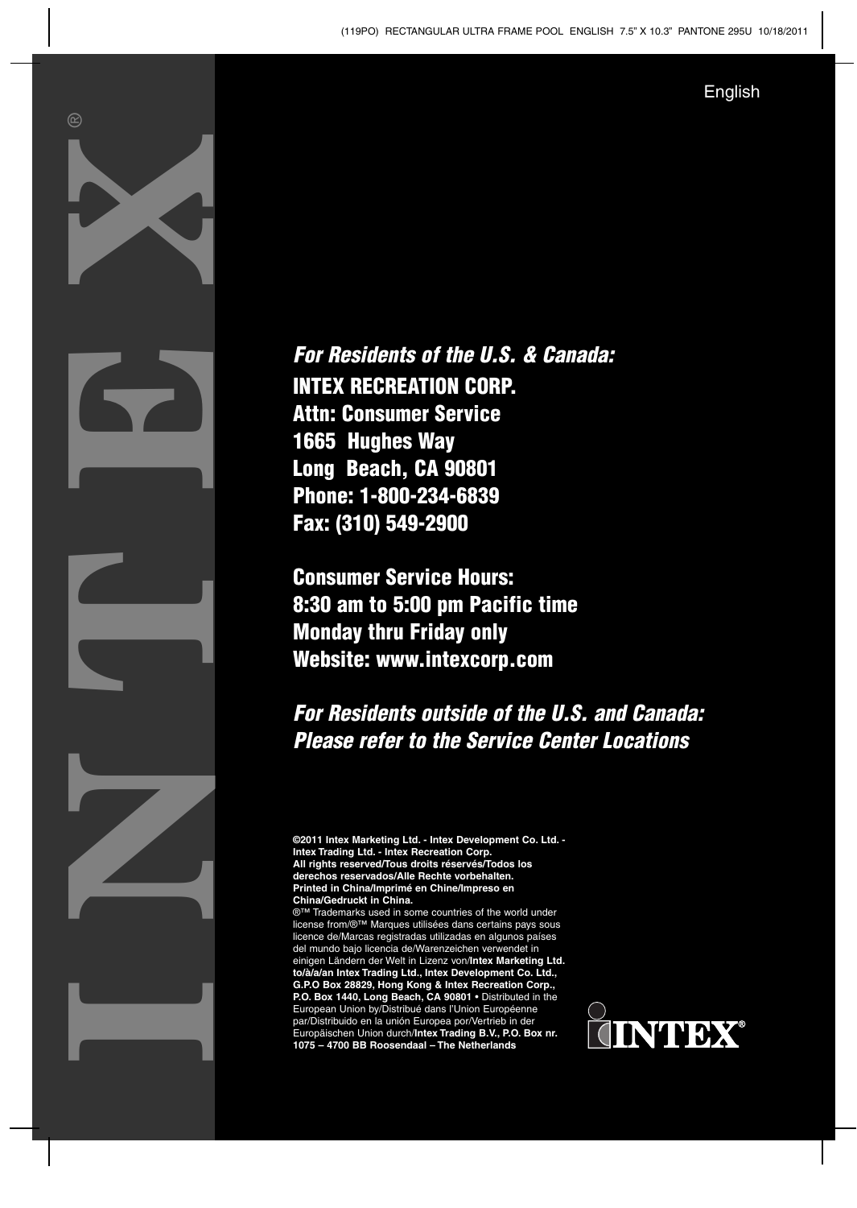English

***For Residents of the U.S. & Canada:***

**INTEX RECREATION CORP.**
**Attn: Consumer Service**
**1665 Hughes Way**
**Long Beach, CA 90801**
**Phone: 1-800-234-6839**
**Fax: (310) 549-2900**

**Consumer Service Hours:**
**8:30 am to 5:00 pm Pacific time**
**Monday thru Friday only**
**Website: www.intexcorp.com**

***For Residents outside of the U.S. and Canada: Please refer to the Service Center Locations***

**©2011 Intex Marketing Ltd. - Intex Development Co. Ltd. - Intex Trading Ltd. - Intex Recreation Corp. All rights reserved/Tous droits réservés/Todos los derechos reservados/Alle Rechte vorbehalten. Printed in China/Imprimé en Chine/Impreso en China/Gedruckt in China.**
®™ Trademarks used in some countries of the world under license from/®™ Marques utilisées dans certains pays sous licence de/Marcas registradas utilizadas en algunos países del mundo bajo licencia de/Warenzeichen verwendet in einigen Ländern der Welt in Lizenz von/**Intex Marketing Ltd. to/à/a/an Intex Trading Ltd., Intex Development Co. Ltd., G.P.O Box 28829, Hong Kong & Intex Recreation Corp., P.O. Box 1440, Long Beach, CA 90801 •** Distributed in the European Union by/Distribué dans l'Union Européenne par/Distribuido en la unión Europea por/Vertrieb in der Europäischen Union durch/**Intex Trading B.V., P.O. Box nr. 1075 – 4700 BB Roosendaal – The Netherlands**

INTEX®